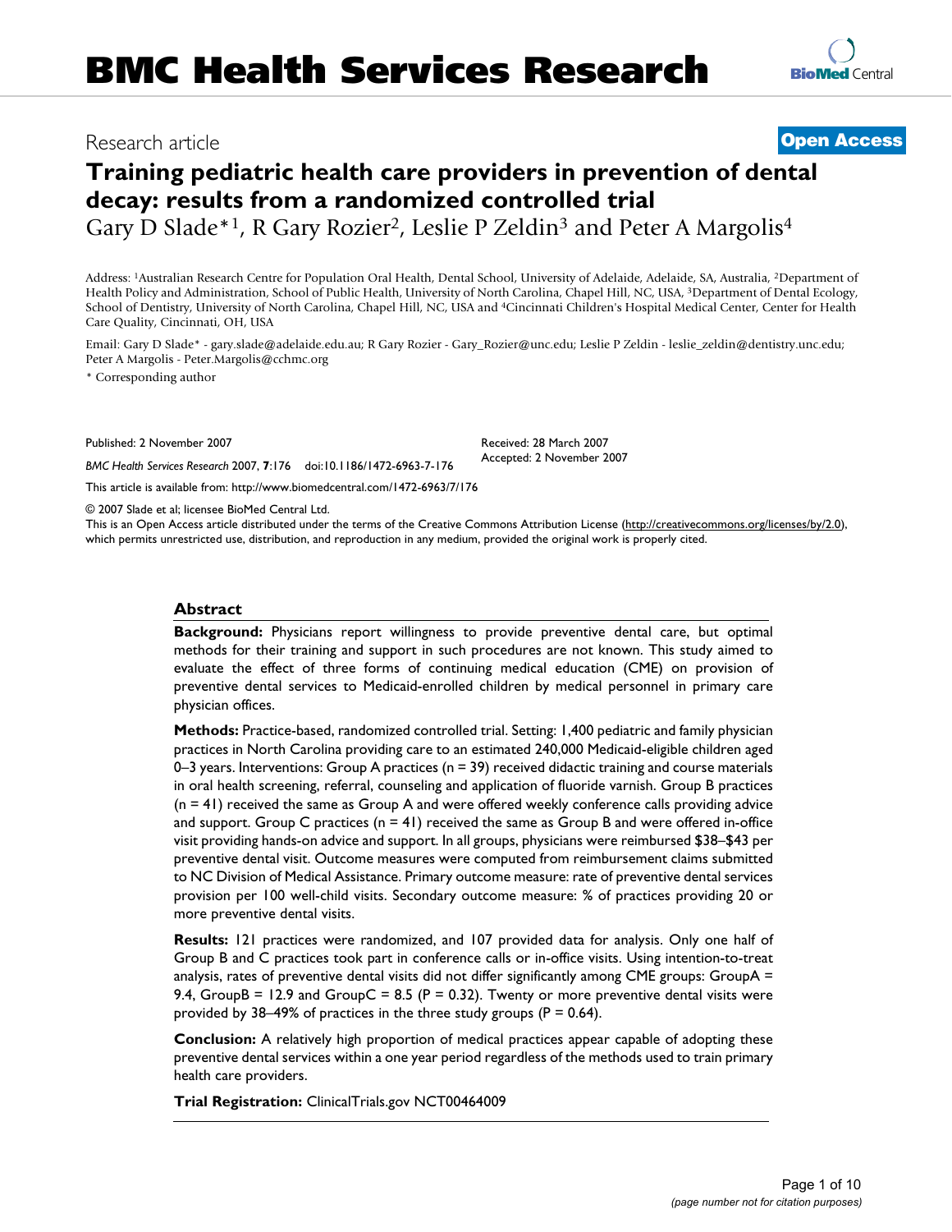# BMC Health Services Research

Research article

**Open Access**

# Training pediatric health care providers in prevention of dental decay: results from a randomized controlled trial

Gary D Slade*[1], R Gary Rozier[2], Leslie P Zeldin[3] and Peter A Margolis[4]

Address: [1]Australian Research Centre for Population Oral Health, Dental School, University of Adelaide, Adelaide, SA, Australia, [2]Department of Health Policy and Administration, School of Public Health, University of North Carolina, Chapel Hill, NC, USA, [3]Department of Dental Ecology, School of Dentistry, University of North Carolina, Chapel Hill, NC, USA and [4]Cincinnati Children's Hospital Medical Center, Center for Health Care Quality, Cincinnati, OH, USA

Email: Gary D Slade* - gary.slade@adelaide.edu.au; R Gary Rozier - Gary_Rozier@unc.edu; Leslie P Zeldin - leslie_zeldin@dentistry.unc.edu; Peter A Margolis - Peter.Margolis@cchmc.org

\* Corresponding author

Published: 2 November 2007

Received: 28 March 2007
Accepted: 2 November 2007

*BMC Health Services Research* 2007, **7**:176 doi:10.1186/1472-6963-7-176

This article is available from: http://www.biomedcentral.com/1472-6963/7/176

© 2007 Slade et al; licensee BioMed Central Ltd.
This is an Open Access article distributed under the terms of the Creative Commons Attribution License (http://creativecommons.org/licenses/by/2.0), which permits unrestricted use, distribution, and reproduction in any medium, provided the original work is properly cited.

## Abstract

**Background:** Physicians report willingness to provide preventive dental care, but optimal methods for their training and support in such procedures are not known. This study aimed to evaluate the effect of three forms of continuing medical education (CME) on provision of preventive dental services to Medicaid-enrolled children by medical personnel in primary care physician offices.

**Methods:** Practice-based, randomized controlled trial. Setting: 1,400 pediatric and family physician practices in North Carolina providing care to an estimated 240,000 Medicaid-eligible children aged 0–3 years. Interventions: Group A practices (n = 39) received didactic training and course materials in oral health screening, referral, counseling and application of fluoride varnish. Group B practices (n = 41) received the same as Group A and were offered weekly conference calls providing advice and support. Group C practices (n = 41) received the same as Group B and were offered in-office visit providing hands-on advice and support. In all groups, physicians were reimbursed $38–$43 per preventive dental visit. Outcome measures were computed from reimbursement claims submitted to NC Division of Medical Assistance. Primary outcome measure: rate of preventive dental services provision per 100 well-child visits. Secondary outcome measure: % of practices providing 20 or more preventive dental visits.

**Results:** 121 practices were randomized, and 107 provided data for analysis. Only one half of Group B and C practices took part in conference calls or in-office visits. Using intention-to-treat analysis, rates of preventive dental visits did not differ significantly among CME groups: GroupA = 9.4, GroupB = 12.9 and GroupC = 8.5 (P = 0.32). Twenty or more preventive dental visits were provided by 38–49% of practices in the three study groups (P = 0.64).

**Conclusion:** A relatively high proportion of medical practices appear capable of adopting these preventive dental services within a one year period regardless of the methods used to train primary health care providers.

**Trial Registration:** ClinicalTrials.gov NCT00464009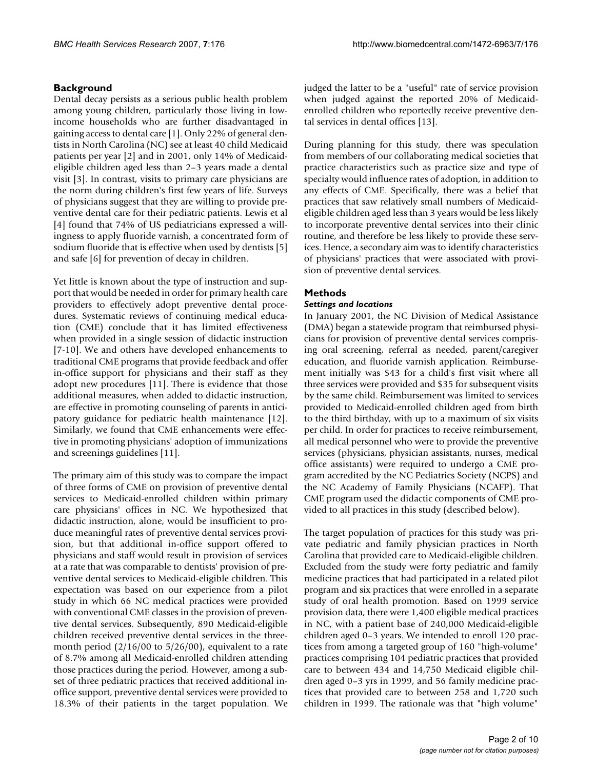## Background

Dental decay persists as a serious public health problem among young children, particularly those living in low-income households who are further disadvantaged in gaining access to dental care [1]. Only 22% of general dentists in North Carolina (NC) see at least 40 child Medicaid patients per year [2] and in 2001, only 14% of Medicaid-eligible children aged less than 2–3 years made a dental visit [3]. In contrast, visits to primary care physicians are the norm during children's first few years of life. Surveys of physicians suggest that they are willing to provide preventive dental care for their pediatric patients. Lewis et al [4] found that 74% of US pediatricians expressed a willingness to apply fluoride varnish, a concentrated form of sodium fluoride that is effective when used by dentists [5] and safe [6] for prevention of decay in children.

Yet little is known about the type of instruction and support that would be needed in order for primary health care providers to effectively adopt preventive dental procedures. Systematic reviews of continuing medical education (CME) conclude that it has limited effectiveness when provided in a single session of didactic instruction [7-10]. We and others have developed enhancements to traditional CME programs that provide feedback and offer in-office support for physicians and their staff as they adopt new procedures [11]. There is evidence that those additional measures, when added to didactic instruction, are effective in promoting counseling of parents in anticipatory guidance for pediatric health maintenance [12]. Similarly, we found that CME enhancements were effective in promoting physicians' adoption of immunizations and screenings guidelines [11].

The primary aim of this study was to compare the impact of three forms of CME on provision of preventive dental services to Medicaid-enrolled children within primary care physicians' offices in NC. We hypothesized that didactic instruction, alone, would be insufficient to produce meaningful rates of preventive dental services provision, but that additional in-office support offered to physicians and staff would result in provision of services at a rate that was comparable to dentists' provision of preventive dental services to Medicaid-eligible children. This expectation was based on our experience from a pilot study in which 66 NC medical practices were provided with conventional CME classes in the provision of preventive dental services. Subsequently, 890 Medicaid-eligible children received preventive dental services in the three-month period (2/16/00 to 5/26/00), equivalent to a rate of 8.7% among all Medicaid-enrolled children attending those practices during the period. However, among a subset of three pediatric practices that received additional in-office support, preventive dental services were provided to 18.3% of their patients in the target population. We judged the latter to be a "useful" rate of service provision when judged against the reported 20% of Medicaid-enrolled children who reportedly receive preventive dental services in dental offices [13].

During planning for this study, there was speculation from members of our collaborating medical societies that practice characteristics such as practice size and type of specialty would influence rates of adoption, in addition to any effects of CME. Specifically, there was a belief that practices that saw relatively small numbers of Medicaid-eligible children aged less than 3 years would be less likely to incorporate preventive dental services into their clinic routine, and therefore be less likely to provide these services. Hence, a secondary aim was to identify characteristics of physicians' practices that were associated with provision of preventive dental services.

## Methods

### *Settings and locations*

In January 2001, the NC Division of Medical Assistance (DMA) began a statewide program that reimbursed physicians for provision of preventive dental services comprising oral screening, referral as needed, parent/caregiver education, and fluoride varnish application. Reimbursement initially was $43 for a child's first visit where all three services were provided and $35 for subsequent visits by the same child. Reimbursement was limited to services provided to Medicaid-enrolled children aged from birth to the third birthday, with up to a maximum of six visits per child. In order for practices to receive reimbursement, all medical personnel who were to provide the preventive services (physicians, physician assistants, nurses, medical office assistants) were required to undergo a CME program accredited by the NC Pediatrics Society (NCPS) and the NC Academy of Family Physicians (NCAFP). That CME program used the didactic components of CME provided to all practices in this study (described below).

The target population of practices for this study was private pediatric and family physician practices in North Carolina that provided care to Medicaid-eligible children. Excluded from the study were forty pediatric and family medicine practices that had participated in a related pilot program and six practices that were enrolled in a separate study of oral health promotion. Based on 1999 service provision data, there were 1,400 eligible medical practices in NC, with a patient base of 240,000 Medicaid-eligible children aged 0–3 years. We intended to enroll 120 practices from among a targeted group of 160 "high-volume" practices comprising 104 pediatric practices that provided care to between 434 and 14,750 Medicaid eligible children aged 0–3 yrs in 1999, and 56 family medicine practices that provided care to between 258 and 1,720 such children in 1999. The rationale was that "high volume"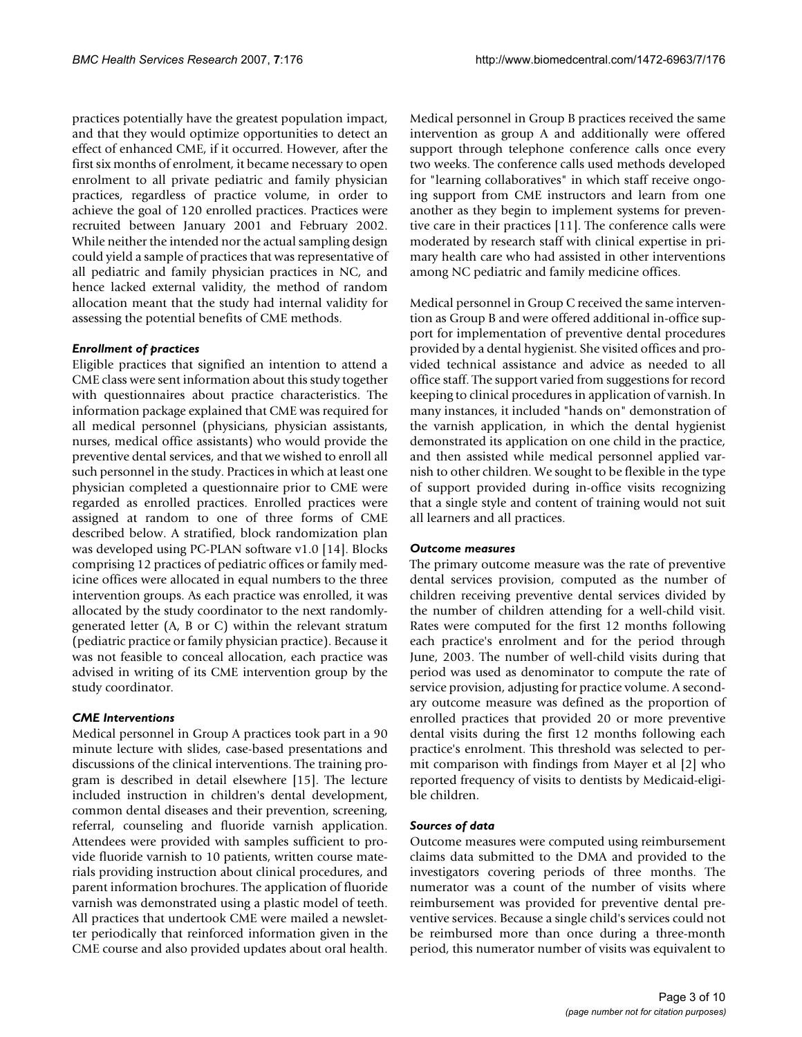practices potentially have the greatest population impact, and that they would optimize opportunities to detect an effect of enhanced CME, if it occurred. However, after the first six months of enrolment, it became necessary to open enrolment to all private pediatric and family physician practices, regardless of practice volume, in order to achieve the goal of 120 enrolled practices. Practices were recruited between January 2001 and February 2002. While neither the intended nor the actual sampling design could yield a sample of practices that was representative of all pediatric and family physician practices in NC, and hence lacked external validity, the method of random allocation meant that the study had internal validity for assessing the potential benefits of CME methods.

### *Enrollment of practices*

Eligible practices that signified an intention to attend a CME class were sent information about this study together with questionnaires about practice characteristics. The information package explained that CME was required for all medical personnel (physicians, physician assistants, nurses, medical office assistants) who would provide the preventive dental services, and that we wished to enroll all such personnel in the study. Practices in which at least one physician completed a questionnaire prior to CME were regarded as enrolled practices. Enrolled practices were assigned at random to one of three forms of CME described below. A stratified, block randomization plan was developed using PC-PLAN software v1.0 [14]. Blocks comprising 12 practices of pediatric offices or family medicine offices were allocated in equal numbers to the three intervention groups. As each practice was enrolled, it was allocated by the study coordinator to the next randomly-generated letter (A, B or C) within the relevant stratum (pediatric practice or family physician practice). Because it was not feasible to conceal allocation, each practice was advised in writing of its CME intervention group by the study coordinator.

### *CME Interventions*

Medical personnel in Group A practices took part in a 90 minute lecture with slides, case-based presentations and discussions of the clinical interventions. The training program is described in detail elsewhere [15]. The lecture included instruction in children's dental development, common dental diseases and their prevention, screening, referral, counseling and fluoride varnish application. Attendees were provided with samples sufficient to provide fluoride varnish to 10 patients, written course materials providing instruction about clinical procedures, and parent information brochures. The application of fluoride varnish was demonstrated using a plastic model of teeth. All practices that undertook CME were mailed a newsletter periodically that reinforced information given in the CME course and also provided updates about oral health.

Medical personnel in Group B practices received the same intervention as group A and additionally were offered support through telephone conference calls once every two weeks. The conference calls used methods developed for "learning collaboratives" in which staff receive ongoing support from CME instructors and learn from one another as they begin to implement systems for preventive care in their practices [11]. The conference calls were moderated by research staff with clinical expertise in primary health care who had assisted in other interventions among NC pediatric and family medicine offices.

Medical personnel in Group C received the same intervention as Group B and were offered additional in-office support for implementation of preventive dental procedures provided by a dental hygienist. She visited offices and provided technical assistance and advice as needed to all office staff. The support varied from suggestions for record keeping to clinical procedures in application of varnish. In many instances, it included "hands on" demonstration of the varnish application, in which the dental hygienist demonstrated its application on one child in the practice, and then assisted while medical personnel applied varnish to other children. We sought to be flexible in the type of support provided during in-office visits recognizing that a single style and content of training would not suit all learners and all practices.

### *Outcome measures*

The primary outcome measure was the rate of preventive dental services provision, computed as the number of children receiving preventive dental services divided by the number of children attending for a well-child visit. Rates were computed for the first 12 months following each practice's enrolment and for the period through June, 2003. The number of well-child visits during that period was used as denominator to compute the rate of service provision, adjusting for practice volume. A secondary outcome measure was defined as the proportion of enrolled practices that provided 20 or more preventive dental visits during the first 12 months following each practice's enrolment. This threshold was selected to permit comparison with findings from Mayer et al [2] who reported frequency of visits to dentists by Medicaid-eligible children.

### *Sources of data*

Outcome measures were computed using reimbursement claims data submitted to the DMA and provided to the investigators covering periods of three months. The numerator was a count of the number of visits where reimbursement was provided for preventive dental preventive services. Because a single child's services could not be reimbursed more than once during a three-month period, this numerator number of visits was equivalent to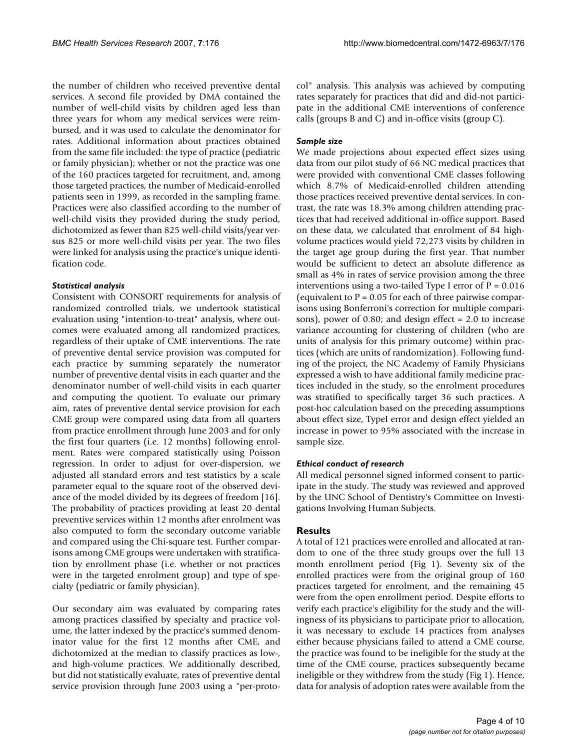the number of children who received preventive dental services. A second file provided by DMA contained the number of well-child visits by children aged less than three years for whom any medical services were reimbursed, and it was used to calculate the denominator for rates. Additional information about practices obtained from the same file included: the type of practice (pediatric or family physician); whether or not the practice was one of the 160 practices targeted for recruitment, and, among those targeted practices, the number of Medicaid-enrolled patients seen in 1999, as recorded in the sampling frame. Practices were also classified according to the number of well-child visits they provided during the study period, dichotomized as fewer than 825 well-child visits/year versus 825 or more well-child visits per year. The two files were linked for analysis using the practice's unique identification code.

### *Statistical analysis*

Consistent with CONSORT requirements for analysis of randomized controlled trials, we undertook statistical evaluation using "intention-to-treat" analysis, where outcomes were evaluated among all randomized practices, regardless of their uptake of CME interventions. The rate of preventive dental service provision was computed for each practice by summing separately the numerator number of preventive dental visits in each quarter and the denominator number of well-child visits in each quarter and computing the quotient. To evaluate our primary aim, rates of preventive dental service provision for each CME group were compared using data from all quarters from practice enrollment through June 2003 and for only the first four quarters (i.e. 12 months) following enrolment. Rates were compared statistically using Poisson regression. In order to adjust for over-dispersion, we adjusted all standard errors and test statistics by a scale parameter equal to the square root of the observed deviance of the model divided by its degrees of freedom [16]. The probability of practices providing at least 20 dental preventive services within 12 months after enrolment was also computed to form the secondary outcome variable and compared using the Chi-square test. Further comparisons among CME groups were undertaken with stratification by enrollment phase (i.e. whether or not practices were in the targeted enrolment group) and type of specialty (pediatric or family physician).

Our secondary aim was evaluated by comparing rates among practices classified by specialty and practice volume, the latter indexed by the practice's summed denominator value for the first 12 months after CME, and dichotomized at the median to classify practices as low-, and high-volume practices. We additionally described, but did not statistically evaluate, rates of preventive dental service provision through June 2003 using a "per-protocol" analysis. This analysis was achieved by computing rates separately for practices that did and did-not participate in the additional CME interventions of conference calls (groups B and C) and in-office visits (group C).

### *Sample size*

We made projections about expected effect sizes using data from our pilot study of 66 NC medical practices that were provided with conventional CME classes following which 8.7% of Medicaid-enrolled children attending those practices received preventive dental services. In contrast, the rate was 18.3% among children attending practices that had received additional in-office support. Based on these data, we calculated that enrolment of 84 high-volume practices would yield 72,273 visits by children in the target age group during the first year. That number would be sufficient to detect an absolute difference as small as 4% in rates of service provision among the three interventions using a two-tailed Type I error of $P = 0.016$ (equivalent to $P = 0.05$ for each of three pairwise comparisons using Bonferroni's correction for multiple comparisons), power of 0.80; and design effect = 2.0 to increase variance accounting for clustering of children (who are units of analysis for this primary outcome) within practices (which are units of randomization). Following funding of the project, the NC Academy of Family Physicians expressed a wish to have additional family medicine practices included in the study, so the enrolment procedures was stratified to specifically target 36 such practices. A post-hoc calculation based on the preceding assumptions about effect size, TypeI error and design effect yielded an increase in power to 95% associated with the increase in sample size.

### *Ethical conduct of research*

All medical personnel signed informed consent to participate in the study. The study was reviewed and approved by the UNC School of Dentistry's Committee on Investigations Involving Human Subjects.

## Results

A total of 121 practices were enrolled and allocated at random to one of the three study groups over the full 13 month enrollment period (Fig 1). Seventy six of the enrolled practices were from the original group of 160 practices targeted for enrolment, and the remaining 45 were from the open enrollment period. Despite efforts to verify each practice's eligibility for the study and the willingness of its physicians to participate prior to allocation, it was necessary to exclude 14 practices from analyses either because physicians failed to attend a CME course, the practice was found to be ineligible for the study at the time of the CME course, practices subsequently became ineligible or they withdrew from the study (Fig 1). Hence, data for analysis of adoption rates were available from the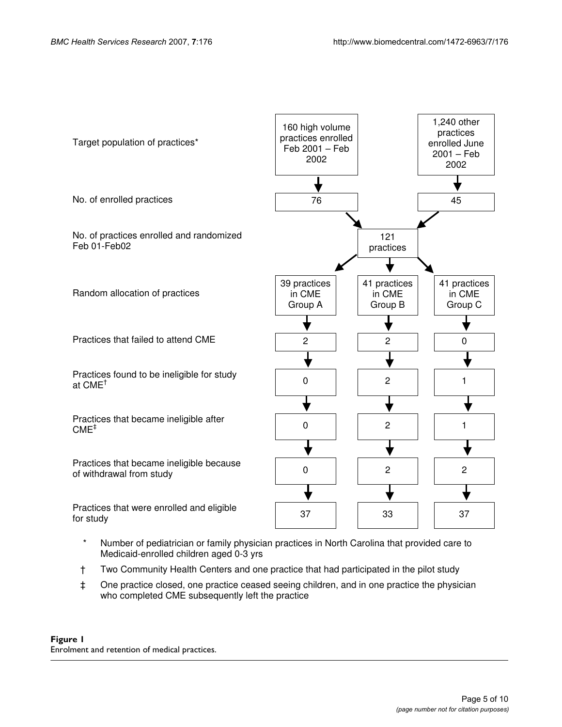| | | | |
|---|---|---|---|
| Target population of practices* | 160 high volume practices enrolled Feb 2001 – Feb 2002 | | 1,240 other practices enrolled June 2001 – Feb 2002 |
| No. of enrolled practices | 76 | | 45 |
| No. of practices enrolled and randomized Feb 01-Feb02 | | 121 practices | |

| | CME Group A | CME Group B | CME Group C |
|---|---|---|---|
| Random allocation of practices | 39 practices in CME Group A | 41 practices in CME Group B | 41 practices in CME Group C |
| Practices that failed to attend CME | 2 | 2 | 0 |
| Practices found to be ineligible for study at CME[†] | 0 | 2 | 1 |
| Practices that became ineligible after CME[‡] | 0 | 2 | 1 |
| Practices that became ineligible because of withdrawal from study | 0 | 2 | 2 |
| Practices that were enrolled and eligible for study | 37 | 33 | 37 |

\* Number of pediatrician or family physician practices in North Carolina that provided care to Medicaid-enrolled children aged 0-3 yrs

† Two Community Health Centers and one practice that had participated in the pilot study

‡ One practice closed, one practice ceased seeing children, and in one practice the physician who completed CME subsequently left the practice

**Figure 1**
Enrolment and retention of medical practices.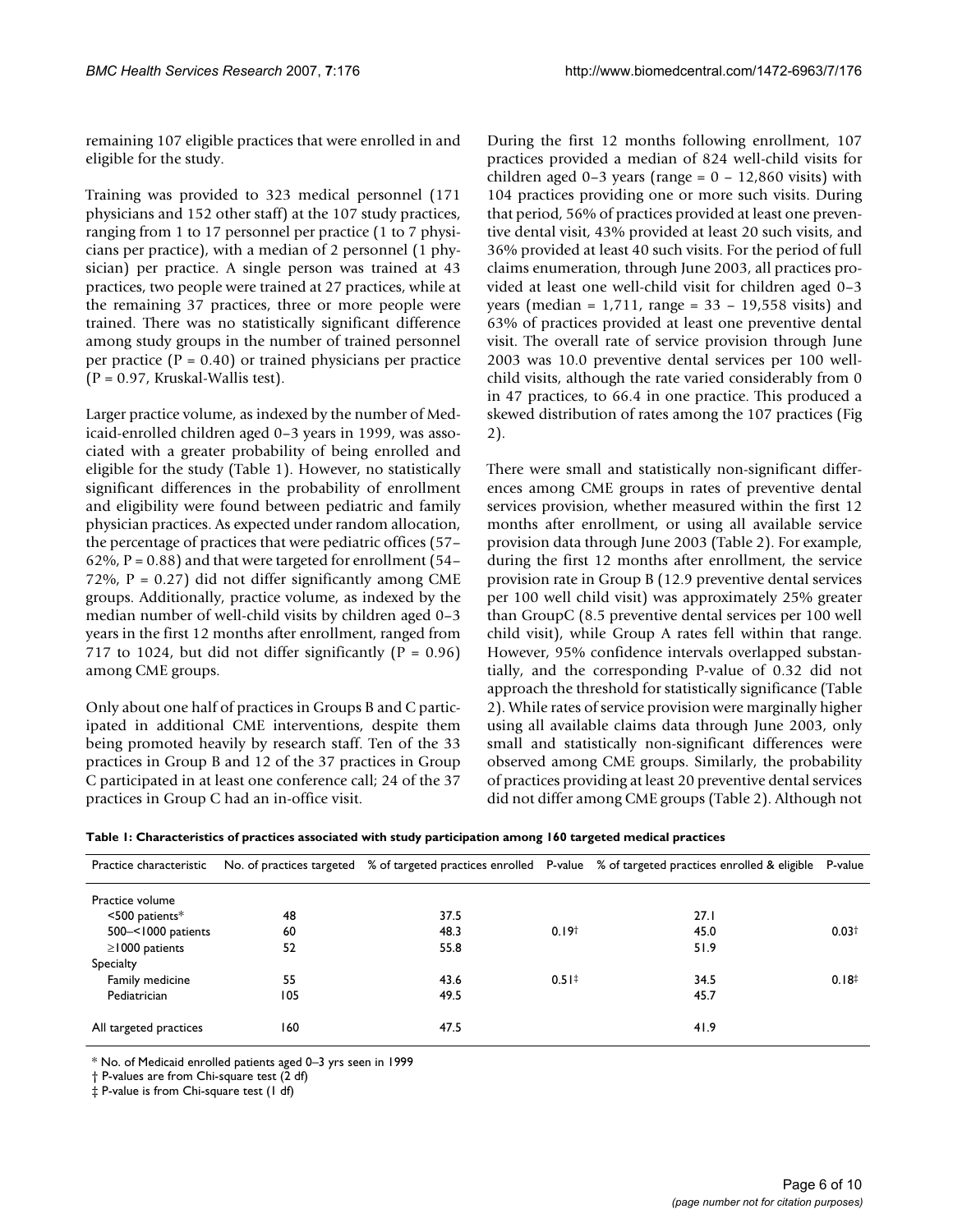remaining 107 eligible practices that were enrolled in and eligible for the study.

Training was provided to 323 medical personnel (171 physicians and 152 other staff) at the 107 study practices, ranging from 1 to 17 personnel per practice (1 to 7 physicians per practice), with a median of 2 personnel (1 physician) per practice. A single person was trained at 43 practices, two people were trained at 27 practices, while at the remaining 37 practices, three or more people were trained. There was no statistically significant difference among study groups in the number of trained personnel per practice (P = 0.40) or trained physicians per practice (P = 0.97, Kruskal-Wallis test).

Larger practice volume, as indexed by the number of Medicaid-enrolled children aged 0–3 years in 1999, was associated with a greater probability of being enrolled and eligible for the study (Table 1). However, no statistically significant differences in the probability of enrollment and eligibility were found between pediatric and family physician practices. As expected under random allocation, the percentage of practices that were pediatric offices (57–62%, P = 0.88) and that were targeted for enrollment (54–72%, P = 0.27) did not differ significantly among CME groups. Additionally, practice volume, as indexed by the median number of well-child visits by children aged 0–3 years in the first 12 months after enrollment, ranged from 717 to 1024, but did not differ significantly (P = 0.96) among CME groups.

Only about one half of practices in Groups B and C participated in additional CME interventions, despite them being promoted heavily by research staff. Ten of the 33 practices in Group B and 12 of the 37 practices in Group C participated in at least one conference call; 24 of the 37 practices in Group C had an in-office visit.

During the first 12 months following enrollment, 107 practices provided a median of 824 well-child visits for children aged 0–3 years (range = 0 – 12,860 visits) with 104 practices providing one or more such visits. During that period, 56% of practices provided at least one preventive dental visit, 43% provided at least 20 such visits, and 36% provided at least 40 such visits. For the period of full claims enumeration, through June 2003, all practices provided at least one well-child visit for children aged 0–3 years (median = 1,711, range = 33 – 19,558 visits) and 63% of practices provided at least one preventive dental visit. The overall rate of service provision through June 2003 was 10.0 preventive dental services per 100 well-child visits, although the rate varied considerably from 0 in 47 practices, to 66.4 in one practice. This produced a skewed distribution of rates among the 107 practices (Fig 2).

There were small and statistically non-significant differences among CME groups in rates of preventive dental services provision, whether measured within the first 12 months after enrollment, or using all available service provision data through June 2003 (Table 2). For example, during the first 12 months after enrollment, the service provision rate in Group B (12.9 preventive dental services per 100 well child visit) was approximately 25% greater than GroupC (8.5 preventive dental services per 100 well child visit), while Group A rates fell within that range. However, 95% confidence intervals overlapped substantially, and the corresponding P-value of 0.32 did not approach the threshold for statistically significance (Table 2). While rates of service provision were marginally higher using all available claims data through June 2003, only small and statistically non-significant differences were observed among CME groups. Similarly, the probability of practices providing at least 20 preventive dental services did not differ among CME groups (Table 2). Although not

**Table 1: Characteristics of practices associated with study participation among 160 targeted medical practices**

| Practice characteristic | No. of practices targeted | % of targeted practices enrolled | P-value | % of targeted practices enrolled & eligible | P-value |
|---|---|---|---|---|---|
| Practice volume | | | | | |
| <500 patients* | 48 | 37.5 | | 27.1 | |
| 500–<1000 patients | 60 | 48.3 | 0.19† | 45.0 | 0.03† |
| ≥1000 patients | 52 | 55.8 | | 51.9 | |
| Specialty | | | | | |
| Family medicine | 55 | 43.6 | 0.51‡ | 34.5 | 0.18‡ |
| Pediatrician | 105 | 49.5 | | 45.7 | |
| All targeted practices | 160 | 47.5 | | 41.9 | |

* No. of Medicaid enrolled patients aged 0–3 yrs seen in 1999
† P-values are from Chi-square test (2 df)
‡ P-value is from Chi-square test (1 df)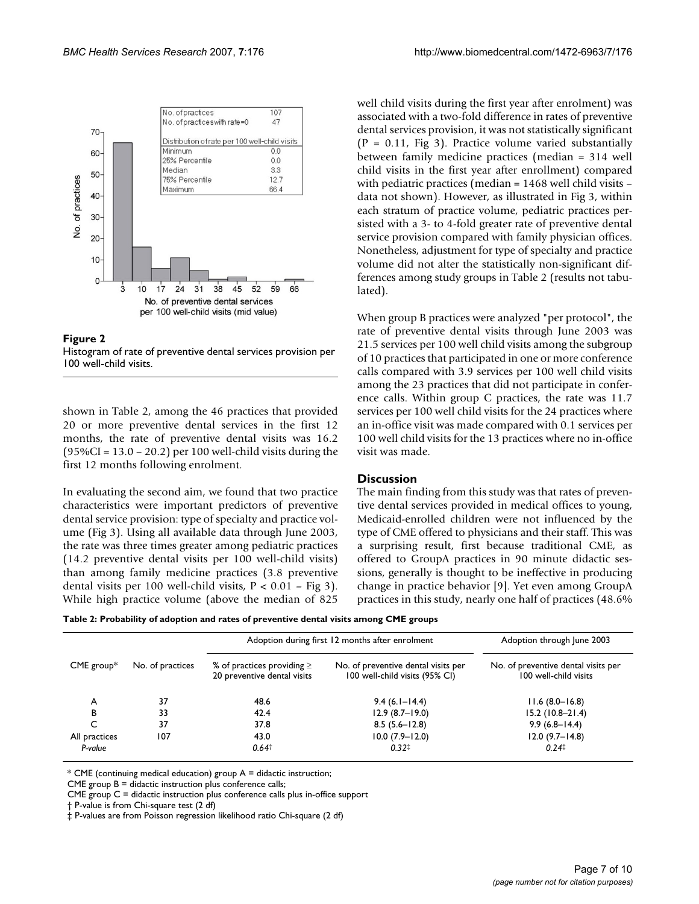**Figure 2**
Histogram of rate of preventive dental services provision per 100 well-child visits.

shown in Table 2, among the 46 practices that provided 20 or more preventive dental services in the first 12 months, the rate of preventive dental visits was 16.2 (95%CI = 13.0 – 20.2) per 100 well-child visits during the first 12 months following enrolment.

In evaluating the second aim, we found that two practice characteristics were important predictors of preventive dental service provision: type of specialty and practice volume (Fig 3). Using all available data through June 2003, the rate was three times greater among pediatric practices (14.2 preventive dental visits per 100 well-child visits) than among family medicine practices (3.8 preventive dental visits per 100 well-child visits, $P < 0.01$ – Fig 3). While high practice volume (above the median of 825 well child visits during the first year after enrolment) was associated with a two-fold difference in rates of preventive dental services provision, it was not statistically significant ($P = 0.11$, Fig 3). Practice volume varied substantially between family medicine practices (median = 314 well child visits in the first year after enrollment) compared with pediatric practices (median = 1468 well child visits – data not shown). However, as illustrated in Fig 3, within each stratum of practice volume, pediatric practices persisted with a 3- to 4-fold greater rate of preventive dental service provision compared with family physician offices. Nonetheless, adjustment for type of specialty and practice volume did not alter the statistically non-significant differences among study groups in Table 2 (results not tabulated).

When group B practices were analyzed "per protocol", the rate of preventive dental visits through June 2003 was 21.5 services per 100 well child visits among the subgroup of 10 practices that participated in one or more conference calls compared with 3.9 services per 100 well child visits among the 23 practices that did not participate in conference calls. Within group C practices, the rate was 11.7 services per 100 well child visits for the 24 practices where an in-office visit was made compared with 0.1 services per 100 well child visits for the 13 practices where no in-office visit was made.

## Discussion

The main finding from this study was that rates of preventive dental services provided in medical offices to young, Medicaid-enrolled children were not influenced by the type of CME offered to physicians and their staff. This was a surprising result, first because traditional CME, as offered to GroupA practices in 90 minute didactic sessions, generally is thought to be ineffective in producing change in practice behavior [9]. Yet even among GroupA practices in this study, nearly one half of practices (48.6%

**Table 2: Probability of adoption and rates of preventive dental visits among CME groups**

| CME group* | No. of practices | Adoption during first 12 months after enrolment | | Adoption through June 2003 |
|---|---|---|---|---|
| | | % of practices providing ≥ 20 preventive dental visits | No. of preventive dental visits per 100 well-child visits (95% CI) | No. of preventive dental visits per 100 well-child visits |
| A | 37 | 48.6 | 9.4 (6.1–14.4) | 11.6 (8.0–16.8) |
| B | 33 | 42.4 | 12.9 (8.7–19.0) | 15.2 (10.8–21.4) |
| C | 37 | 37.8 | 8.5 (5.6–12.8) | 9.9 (6.8–14.4) |
| All practices | 107 | 43.0 | 10.0 (7.9–12.0) | 12.0 (9.7–14.8) |
| *P-value* | | *0.64*† | *0.32*‡ | *0.24*‡ |

* CME (continuing medical education) group A = didactic instruction;
CME group B = didactic instruction plus conference calls;
CME group C = didactic instruction plus conference calls plus in-office support
† P-value is from Chi-square test (2 df)
‡ P-values are from Poisson regression likelihood ratio Chi-square (2 df)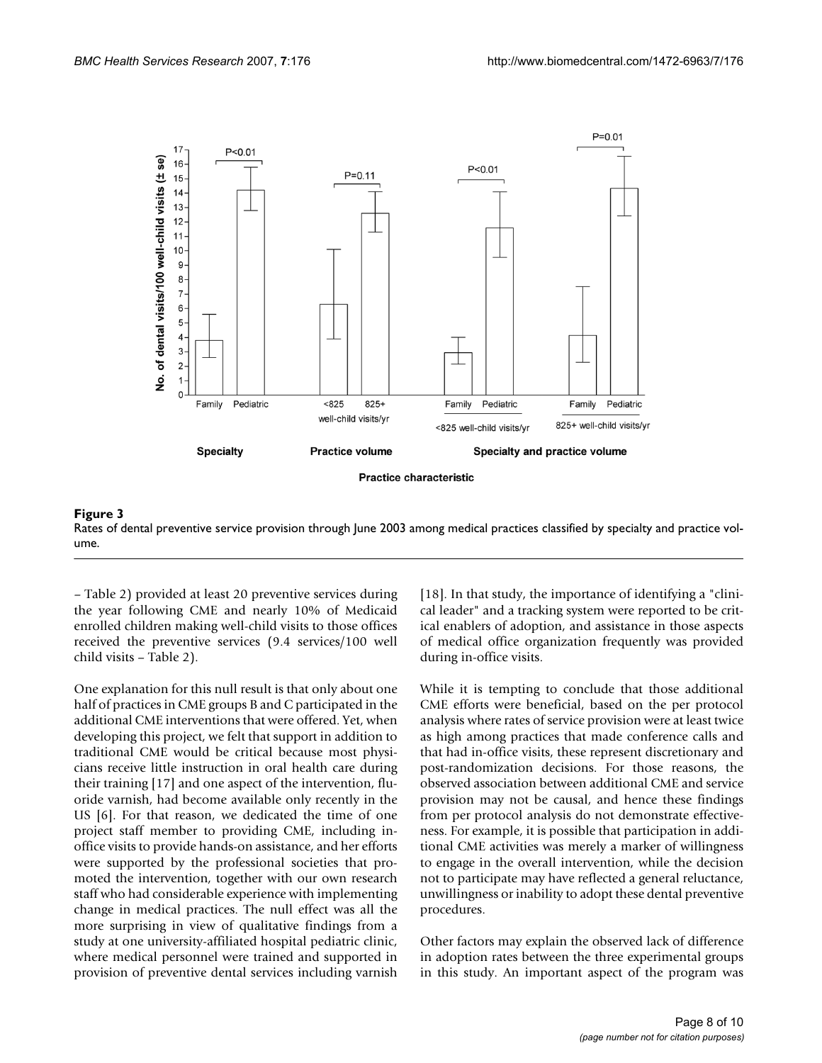**Figure 3**

Rates of dental preventive service provision through June 2003 among medical practices classified by specialty and practice volume.

– Table 2) provided at least 20 preventive services during the year following CME and nearly 10% of Medicaid enrolled children making well-child visits to those offices received the preventive services (9.4 services/100 well child visits – Table 2).

One explanation for this null result is that only about one half of practices in CME groups B and C participated in the additional CME interventions that were offered. Yet, when developing this project, we felt that support in addition to traditional CME would be critical because most physicians receive little instruction in oral health care during their training [17] and one aspect of the intervention, fluoride varnish, had become available only recently in the US [6]. For that reason, we dedicated the time of one project staff member to providing CME, including in-office visits to provide hands-on assistance, and her efforts were supported by the professional societies that promoted the intervention, together with our own research staff who had considerable experience with implementing change in medical practices. The null effect was all the more surprising in view of qualitative findings from a study at one university-affiliated hospital pediatric clinic, where medical personnel were trained and supported in provision of preventive dental services including varnish [18]. In that study, the importance of identifying a "clinical leader" and a tracking system were reported to be critical enablers of adoption, and assistance in those aspects of medical office organization frequently was provided during in-office visits.

While it is tempting to conclude that those additional CME efforts were beneficial, based on the per protocol analysis where rates of service provision were at least twice as high among practices that made conference calls and that had in-office visits, these represent discretionary and post-randomization decisions. For those reasons, the observed association between additional CME and service provision may not be causal, and hence these findings from per protocol analysis do not demonstrate effectiveness. For example, it is possible that participation in additional CME activities was merely a marker of willingness to engage in the overall intervention, while the decision not to participate may have reflected a general reluctance, unwillingness or inability to adopt these dental preventive procedures.

Other factors may explain the observed lack of difference in adoption rates between the three experimental groups in this study. An important aspect of the program was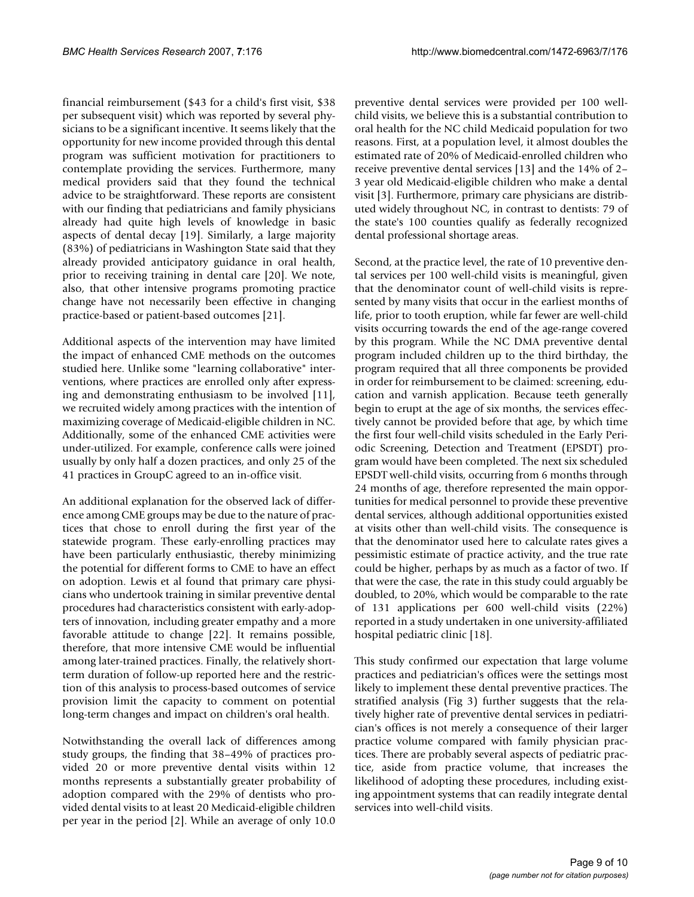financial reimbursement ($43 for a child's first visit, $38 per subsequent visit) which was reported by several physicians to be a significant incentive. It seems likely that the opportunity for new income provided through this dental program was sufficient motivation for practitioners to contemplate providing the services. Furthermore, many medical providers said that they found the technical advice to be straightforward. These reports are consistent with our finding that pediatricians and family physicians already had quite high levels of knowledge in basic aspects of dental decay [19]. Similarly, a large majority (83%) of pediatricians in Washington State said that they already provided anticipatory guidance in oral health, prior to receiving training in dental care [20]. We note, also, that other intensive programs promoting practice change have not necessarily been effective in changing practice-based or patient-based outcomes [21].

Additional aspects of the intervention may have limited the impact of enhanced CME methods on the outcomes studied here. Unlike some "learning collaborative" interventions, where practices are enrolled only after expressing and demonstrating enthusiasm to be involved [11], we recruited widely among practices with the intention of maximizing coverage of Medicaid-eligible children in NC. Additionally, some of the enhanced CME activities were under-utilized. For example, conference calls were joined usually by only half a dozen practices, and only 25 of the 41 practices in GroupC agreed to an in-office visit.

An additional explanation for the observed lack of difference among CME groups may be due to the nature of practices that chose to enroll during the first year of the statewide program. These early-enrolling practices may have been particularly enthusiastic, thereby minimizing the potential for different forms to CME to have an effect on adoption. Lewis et al found that primary care physicians who undertook training in similar preventive dental procedures had characteristics consistent with early-adopters of innovation, including greater empathy and a more favorable attitude to change [22]. It remains possible, therefore, that more intensive CME would be influential among later-trained practices. Finally, the relatively short-term duration of follow-up reported here and the restriction of this analysis to process-based outcomes of service provision limit the capacity to comment on potential long-term changes and impact on children's oral health.

Notwithstanding the overall lack of differences among study groups, the finding that 38–49% of practices provided 20 or more preventive dental visits within 12 months represents a substantially greater probability of adoption compared with the 29% of dentists who provided dental visits to at least 20 Medicaid-eligible children per year in the period [2]. While an average of only 10.0 preventive dental services were provided per 100 well-child visits, we believe this is a substantial contribution to oral health for the NC child Medicaid population for two reasons. First, at a population level, it almost doubles the estimated rate of 20% of Medicaid-enrolled children who receive preventive dental services [13] and the 14% of 2–3 year old Medicaid-eligible children who make a dental visit [3]. Furthermore, primary care physicians are distributed widely throughout NC, in contrast to dentists: 79 of the state's 100 counties qualify as federally recognized dental professional shortage areas.

Second, at the practice level, the rate of 10 preventive dental services per 100 well-child visits is meaningful, given that the denominator count of well-child visits is represented by many visits that occur in the earliest months of life, prior to tooth eruption, while far fewer are well-child visits occurring towards the end of the age-range covered by this program. While the NC DMA preventive dental program included children up to the third birthday, the program required that all three components be provided in order for reimbursement to be claimed: screening, education and varnish application. Because teeth generally begin to erupt at the age of six months, the services effectively cannot be provided before that age, by which time the first four well-child visits scheduled in the Early Periodic Screening, Detection and Treatment (EPSDT) program would have been completed. The next six scheduled EPSDT well-child visits, occurring from 6 months through 24 months of age, therefore represented the main opportunities for medical personnel to provide these preventive dental services, although additional opportunities existed at visits other than well-child visits. The consequence is that the denominator used here to calculate rates gives a pessimistic estimate of practice activity, and the true rate could be higher, perhaps by as much as a factor of two. If that were the case, the rate in this study could arguably be doubled, to 20%, which would be comparable to the rate of 131 applications per 600 well-child visits (22%) reported in a study undertaken in one university-affiliated hospital pediatric clinic [18].

This study confirmed our expectation that large volume practices and pediatrician's offices were the settings most likely to implement these dental preventive practices. The stratified analysis (Fig 3) further suggests that the relatively higher rate of preventive dental services in pediatrician's offices is not merely a consequence of their larger practice volume compared with family physician practices. There are probably several aspects of pediatric practice, aside from practice volume, that increases the likelihood of adopting these procedures, including existing appointment systems that can readily integrate dental services into well-child visits.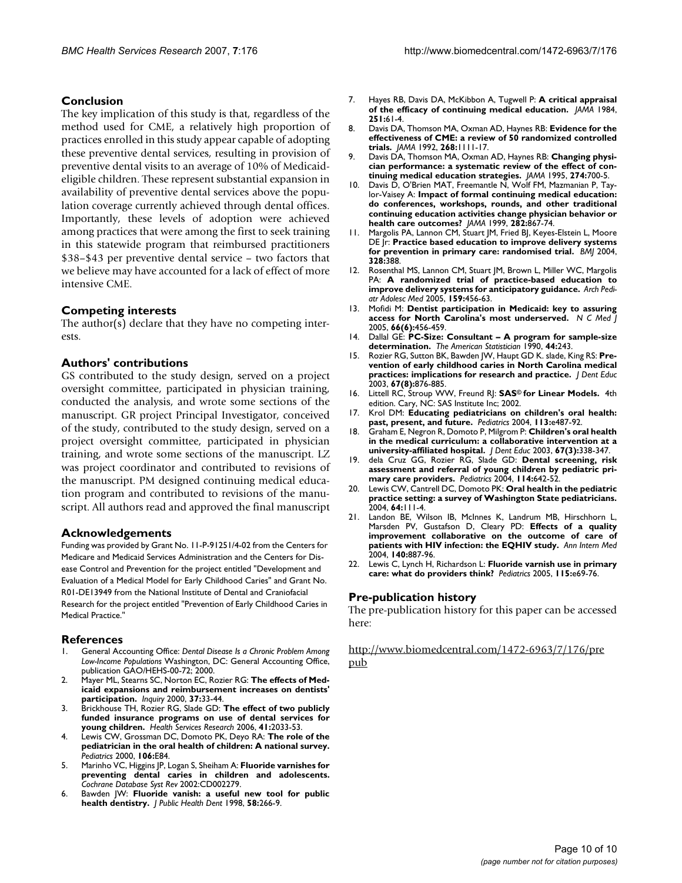## Conclusion

The key implication of this study is that, regardless of the method used for CME, a relatively high proportion of practices enrolled in this study appear capable of adopting these preventive dental services, resulting in provision of preventive dental visits to an average of 10% of Medicaid-eligible children. These represent substantial expansion in availability of preventive dental services above the population coverage currently achieved through dental offices. Importantly, these levels of adoption were achieved among practices that were among the first to seek training in this statewide program that reimbursed practitioners $38–$43 per preventive dental service – two factors that we believe may have accounted for a lack of effect of more intensive CME.

## Competing interests

The author(s) declare that they have no competing interests.

## Authors' contributions

GS contributed to the study design, served on a project oversight committee, participated in physician training, conducted the analysis, and wrote some sections of the manuscript. GR project Principal Investigator, conceived of the study, contributed to the study design, served on a project oversight committee, participated in physician training, and wrote some sections of the manuscript. LZ was project coordinator and contributed to revisions of the manuscript. PM designed continuing medical education program and contributed to revisions of the manuscript. All authors read and approved the final manuscript

## Acknowledgements

Funding was provided by Grant No. 11-P-91251/4-02 from the Centers for Medicare and Medicaid Services Administration and the Centers for Disease Control and Prevention for the project entitled "Development and Evaluation of a Medical Model for Early Childhood Caries" and Grant No. R01-DE13949 from the National Institute of Dental and Craniofacial Research for the project entitled "Prevention of Early Childhood Caries in Medical Practice."

## References

1. General Accounting Office: *Dental Disease Is a Chronic Problem Among Low-Income Populations* Washington, DC: General Accounting Office, publication GAO/HEHS-00-72; 2000.
2. Mayer ML, Stearns SC, Norton EC, Rozier RG: **The effects of Medicaid expansions and reimbursement increases on dentists' participation.** *Inquiry* 2000, **37:**33-44.
3. Brickhouse TH, Rozier RG, Slade GD: **The effect of two publicly funded insurance programs on use of dental services for young children.** *Health Services Research* 2006, **41:**2033-53.
4. Lewis CW, Grossman DC, Domoto PK, Deyo RA: **The role of the pediatrician in the oral health of children: A national survey.** *Pediatrics* 2000, **106:**E84.
5. Marinho VC, Higgins JP, Logan S, Sheiham A: **Fluoride varnishes for preventing dental caries in children and adolescents.** *Cochrane Database Syst Rev* 2002:CD002279.
6. Bawden JW: **Fluoride vanish: a useful new tool for public health dentistry.** *J Public Health Dent* 1998, **58:**266-9.
7. Hayes RB, Davis DA, McKibbon A, Tugwell P: **A critical appraisal of the efficacy of continuing medical education.** *JAMA* 1984, **251:**61-4.
8. Davis DA, Thomson MA, Oxman AD, Haynes RB: **Evidence for the effectiveness of CME: a review of 50 randomized controlled trials.** *JAMA* 1992, **268:**1111-17.
9. Davis DA, Thomson MA, Oxman AD, Haynes RB: **Changing physician performance: a systematic review of the effect of continuing medical education strategies.** *JAMA* 1995, **274:**700-5.
10. Davis D, O'Brien MAT, Freemantle N, Wolf FM, Mazmanian P, Taylor-Vaisey A: **Impact of formal continuing medical education: do conferences, workshops, rounds, and other traditional continuing education activities change physician behavior or health care outcomes?** *JAMA* 1999, **282:**867-74.
11. Margolis PA, Lannon CM, Stuart JM, Fried BJ, Keyes-Elstein L, Moore DE Jr: **Practice based education to improve delivery systems for prevention in primary care: randomised trial.** *BMJ* 2004, **328:**388.
12. Rosenthal MS, Lannon CM, Stuart JM, Brown L, Miller WC, Margolis PA: **A randomized trial of practice-based education to improve delivery systems for anticipatory guidance.** *Arch Pediatr Adolesc Med* 2005, **159:**456-63.
13. Mofidi M: **Dentist participation in Medicaid: key to assuring access for North Carolina's most underserved.** *N C Med J* 2005, **66(6):**456-459.
14. Dallal GE: **PC-Size: Consultant – A program for sample-size determination.** *The American Statistician* 1990, **44:**243.
15. Rozier RG, Sutton BK, Bawden JW, Haupt GD K. slade, King RS: **Prevention of early childhood caries in North Carolina medical practices: implications for research and practice.** *J Dent Educ* 2003, **67(8):**876-885.
16. Littell RC, Stroup WW, Freund RJ: **SAS© for Linear Models.** 4th edition. Cary, NC: SAS Institute Inc; 2002.
17. Krol DM: **Educating pediatricians on children's oral health: past, present, and future.** *Pediatrics* 2004, **113:**e487-92.
18. Graham E, Negron R, Domoto P, Milgrom P: **Children's oral health in the medical curriculum: a collaborative intervention at a university-affiliated hospital.** *J Dent Educ* 2003, **67(3):**338-347.
19. dela Cruz GG, Rozier RG, Slade GD: **Dental screening, risk assessment and referral of young children by pediatric primary care providers.** *Pediatrics* 2004, **114:**642-52.
20. Lewis CW, Cantrell DC, Domoto PK: **Oral health in the pediatric practice setting: a survey of Washington State pediatricians.** 2004, **64:**111-4.
21. Landon BE, Wilson IB, McInnes K, Landrum MB, Hirschhorn L, Marsden PV, Gustafson D, Cleary PD: **Effects of a quality improvement collaborative on the outcome of care of patients with HIV infection: the EQHIV study.** *Ann Intern Med* 2004, **140:**887-96.
22. Lewis C, Lynch H, Richardson L: **Fluoride varnish use in primary care: what do providers think?** *Pediatrics* 2005, **115:**e69-76.

## Pre-publication history

The pre-publication history for this paper can be accessed here:

http://www.biomedcentral.com/1472-6963/7/176/prepub